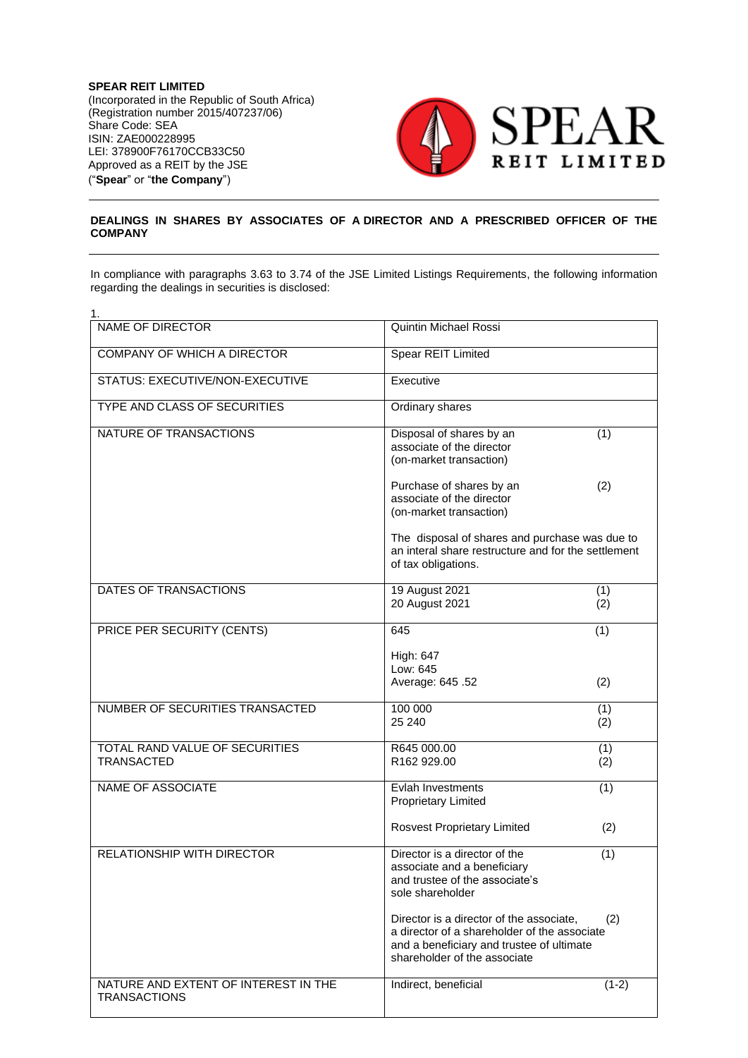**SPEAR REIT LIMITED**
(Incorporated in the Republic of South Africa)
(Registration number 2015/407237/06)
Share Code: SEA
ISIN: ZAE000228995
LEI: 378900F76170CCB33C50
Approved as a REIT by the JSE
("**Spear**" or "**the Company**")

**DEALINGS IN SHARES BY ASSOCIATES OF A DIRECTOR AND A PRESCRIBED OFFICER OF THE COMPANY**

In compliance with paragraphs 3.63 to 3.74 of the JSE Limited Listings Requirements, the following information regarding the dealings in securities is disclosed:

1.

| NAME OF DIRECTOR | Quintin Michael Rossi |
|---|---|
| COMPANY OF WHICH A DIRECTOR | Spear REIT Limited |
| STATUS: EXECUTIVE/NON-EXECUTIVE | Executive |
| TYPE AND CLASS OF SECURITIES | Ordinary shares |
| NATURE OF TRANSACTIONS | Disposal of shares by an associate of the director (on-market transaction) (1)<br><br>Purchase of shares by an associate of the director (on-market transaction) (2)<br><br>The disposal of shares and purchase was due to an interal share restructure and for the settlement of tax obligations. |
| DATES OF TRANSACTIONS | 19 August 2021 (1)<br>20 August 2021 (2) |
| PRICE PER SECURITY (CENTS) | 645 (1)<br><br>High: 647<br>Low: 645<br>Average: 645 .52 (2) |
| NUMBER OF SECURITIES TRANSACTED | 100 000 (1)<br>25 240 (2) |
| TOTAL RAND VALUE OF SECURITIES TRANSACTED | R645 000.00 (1)<br>R162 929.00 (2) |
| NAME OF ASSOCIATE | Evlah Investments Proprietary Limited (1)<br><br>Rosvest Proprietary Limited (2) |
| RELATIONSHIP WITH DIRECTOR | Director is a director of the associate and a beneficiary and trustee of the associate's sole shareholder (1)<br><br>Director is a director of the associate, a director of a shareholder of the associate and a beneficiary and trustee of ultimate shareholder of the associate (2) |
| NATURE AND EXTENT OF INTEREST IN THE TRANSACTIONS | Indirect, beneficial (1-2) |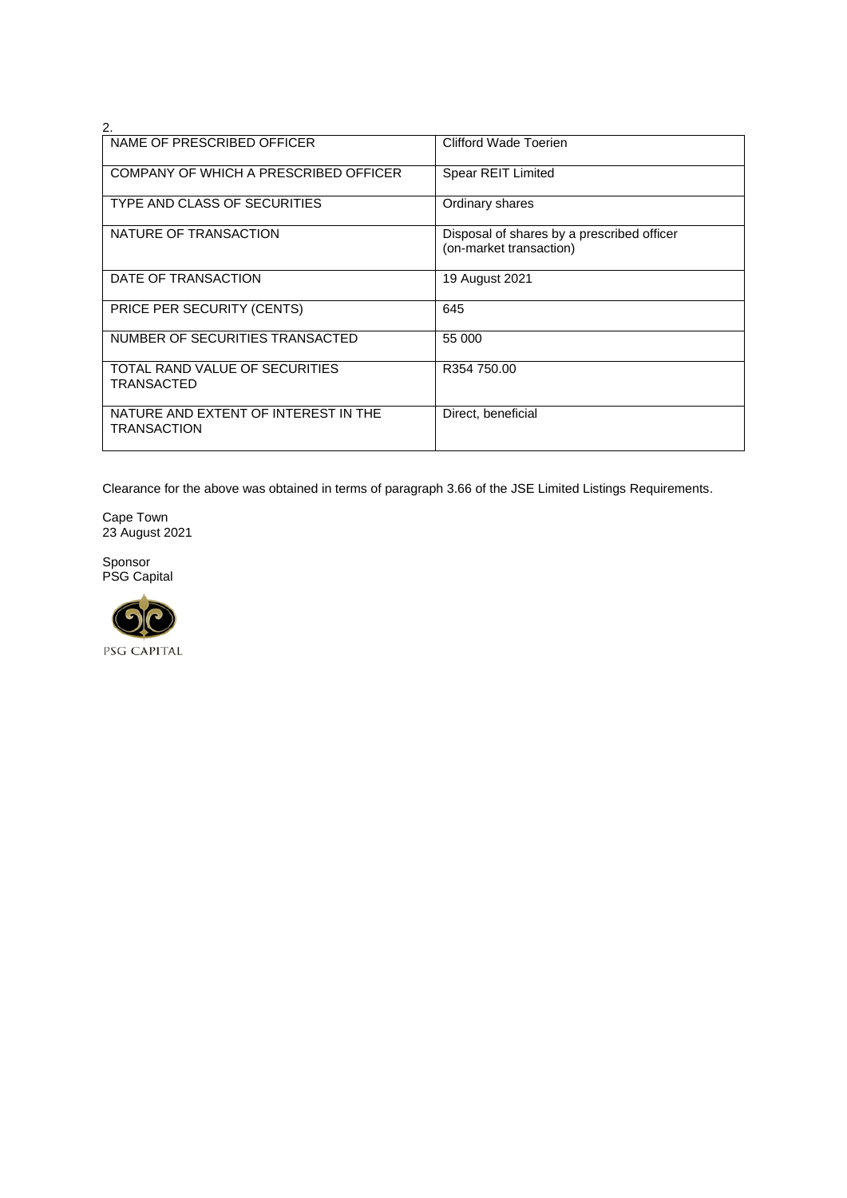2.

| | |
|---|---|
| NAME OF PRESCRIBED OFFICER | Clifford Wade Toerien |
| COMPANY OF WHICH A PRESCRIBED OFFICER | Spear REIT Limited |
| TYPE AND CLASS OF SECURITIES | Ordinary shares |
| NATURE OF TRANSACTION | Disposal of shares by a prescribed officer (on-market transaction) |
| DATE OF TRANSACTION | 19 August 2021 |
| PRICE PER SECURITY (CENTS) | 645 |
| NUMBER OF SECURITIES TRANSACTED | 55 000 |
| TOTAL RAND VALUE OF SECURITIES TRANSACTED | R354 750.00 |
| NATURE AND EXTENT OF INTEREST IN THE TRANSACTION | Direct, beneficial |

Clearance for the above was obtained in terms of paragraph 3.66 of the JSE Limited Listings Requirements.

Cape Town
23 August 2021

Sponsor
PSG Capital

PSG CAPITAL